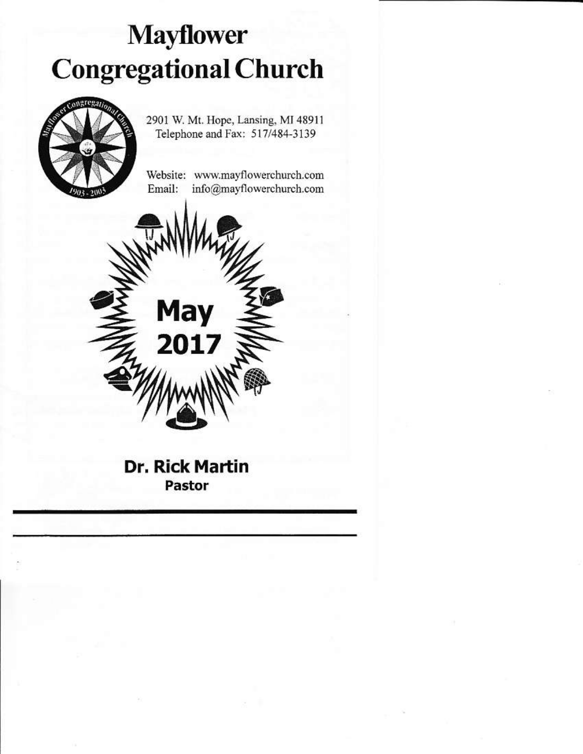# Mayflower Congregational Church

2901 W. Mt. Hope, Lansing, MI 48911
Telephone and Fax: 517/484-3139

Website: www.mayflowerchurch.com
Email: info@mayflowerchurch.com

## May 2017

**Dr. Rick Martin**
**Pastor**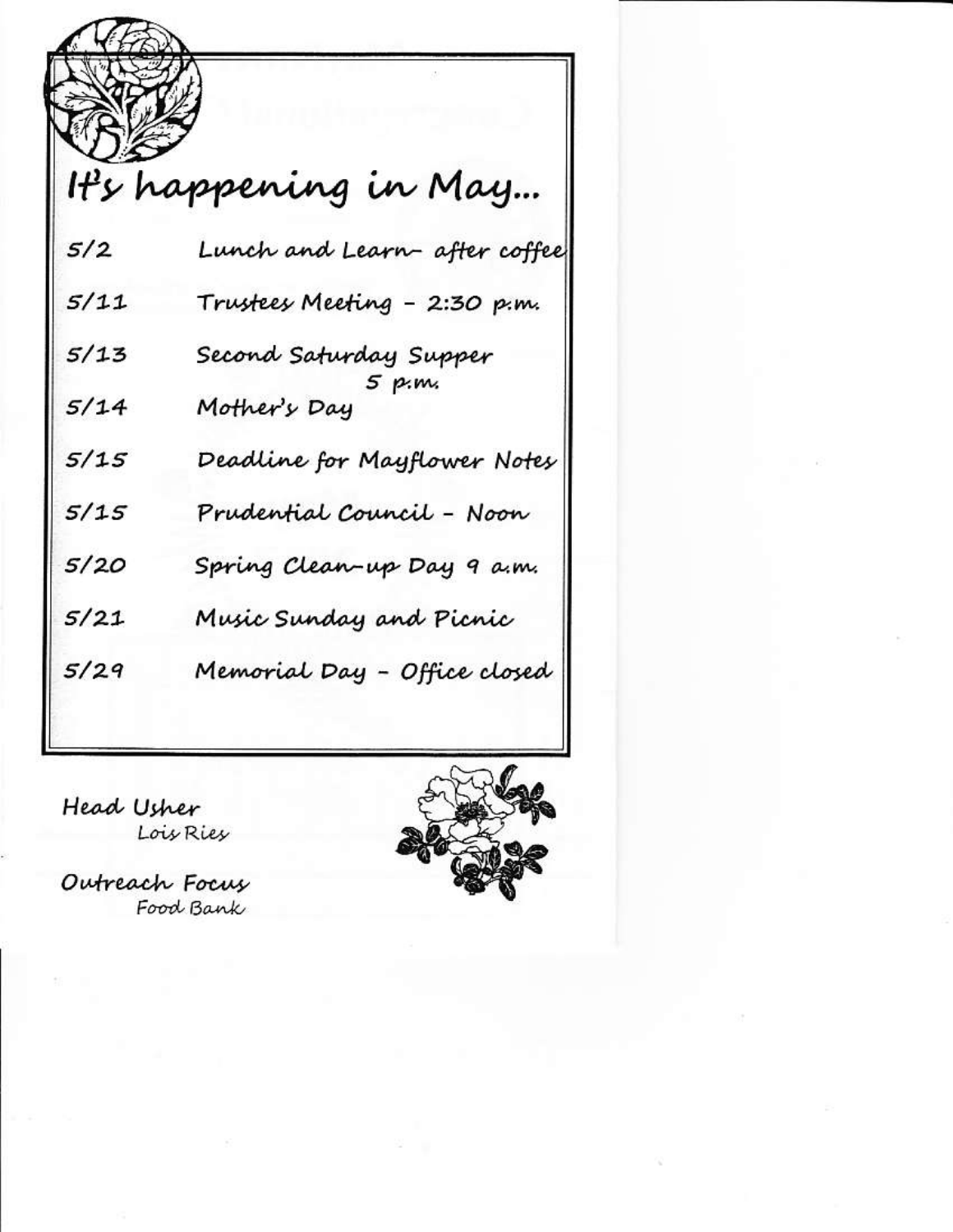# It's happening in May...

| | |
|---|---|
| 5/2 | Lunch and Learn- after coffee |
| 5/11 | Trustees Meeting - 2:30 p.m. |
| 5/13 | Second Saturday Supper 5 p.m. |
| 5/14 | Mother's Day |
| 5/15 | Deadline for Mayflower Notes |
| 5/15 | Prudential Council - Noon |
| 5/20 | Spring Clean-up Day 9 a.m. |
| 5/21 | Music Sunday and Picnic |
| 5/29 | Memorial Day - Office closed |

Head Usher
Lois Ries

Outreach Focus
Food Bank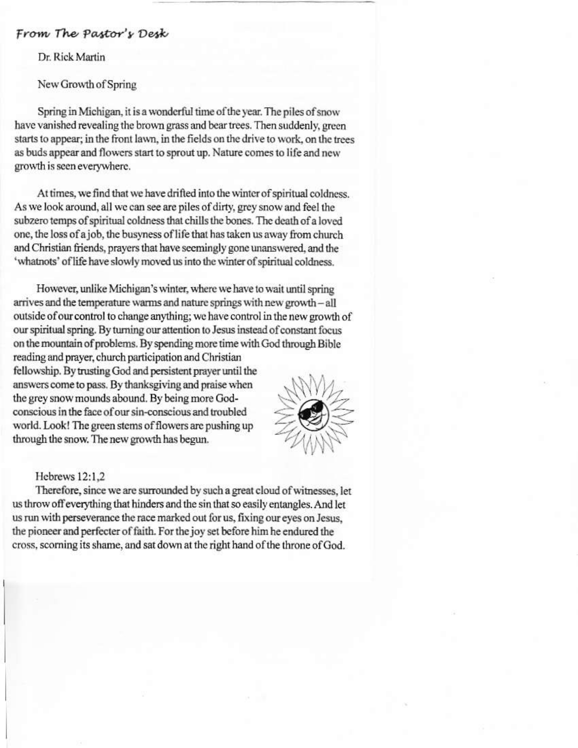## *From The Pastor's Desk*

Dr. Rick Martin

New Growth of Spring

Spring in Michigan, it is a wonderful time of the year. The piles of snow have vanished revealing the brown grass and bear trees. Then suddenly, green starts to appear; in the front lawn, in the fields on the drive to work, on the trees as buds appear and flowers start to sprout up. Nature comes to life and new growth is seen everywhere.

At times, we find that we have drifted into the winter of spiritual coldness. As we look around, all we can see are piles of dirty, grey snow and feel the subzero temps of spiritual coldness that chills the bones. The death of a loved one, the loss of a job, the busyness of life that has taken us away from church and Christian friends, prayers that have seemingly gone unanswered, and the 'whatnots' of life have slowly moved us into the winter of spiritual coldness.

However, unlike Michigan's winter, where we have to wait until spring arrives and the temperature warms and nature springs with new growth – all outside of our control to change anything; we have control in the new growth of our spiritual spring. By turning our attention to Jesus instead of constant focus on the mountain of problems. By spending more time with God through Bible reading and prayer, church participation and Christian fellowship. By trusting God and persistent prayer until the answers come to pass. By thanksgiving and praise when the grey snow mounds abound. By being more God-conscious in the face of our sin-conscious and troubled world. Look! The green stems of flowers are pushing up through the snow. The new growth has begun.

Hebrews 12:1,2

Therefore, since we are surrounded by such a great cloud of witnesses, let us throw off everything that hinders and the sin that so easily entangles. And let us run with perseverance the race marked out for us, fixing our eyes on Jesus, the pioneer and perfecter of faith. For the joy set before him he endured the cross, scorning its shame, and sat down at the right hand of the throne of God.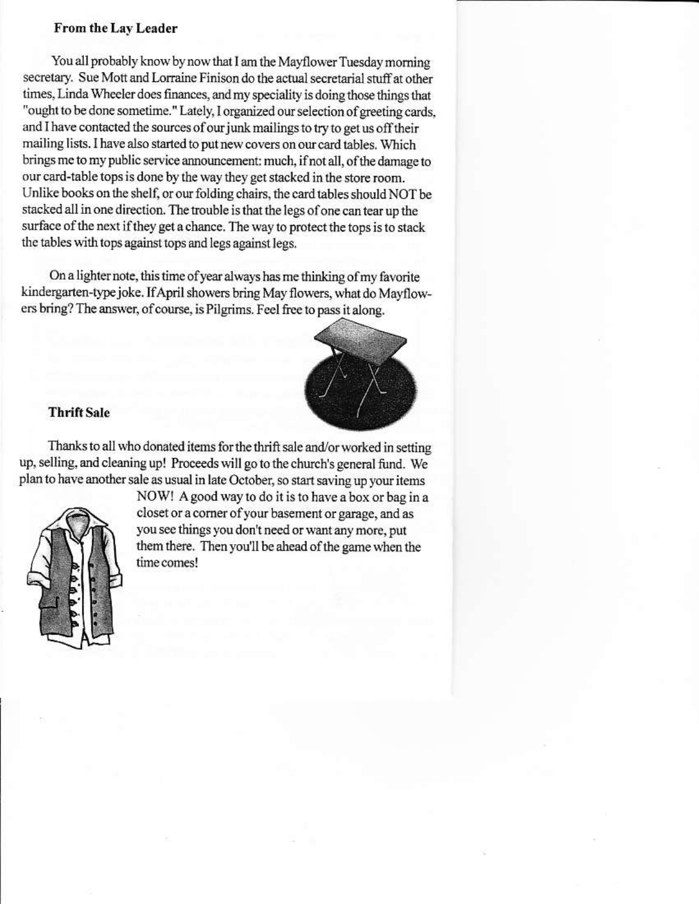### From the Lay Leader

You all probably know by now that I am the Mayflower Tuesday morning secretary. Sue Mott and Lorraine Finison do the actual secretarial stuff at other times, Linda Wheeler does finances, and my speciality is doing those things that "ought to be done sometime." Lately, I organized our selection of greeting cards, and I have contacted the sources of our junk mailings to try to get us off their mailing lists. I have also started to put new covers on our card tables. Which brings me to my public service announcement: much, if not all, of the damage to our card-table tops is done by the way they get stacked in the store room. Unlike books on the shelf, or our folding chairs, the card tables should NOT be stacked all in one direction. The trouble is that the legs of one can tear up the surface of the next if they get a chance. The way to protect the tops is to stack the tables with tops against tops and legs against legs.

On a lighter note, this time of year always has me thinking of my favorite kindergarten-type joke. If April showers bring May flowers, what do Mayflowers bring? The answer, of course, is Pilgrims. Feel free to pass it along.

### Thrift Sale

Thanks to all who donated items for the thrift sale and/or worked in setting up, selling, and cleaning up! Proceeds will go to the church's general fund. We plan to have another sale as usual in late October, so start saving up your items NOW! A good way to do it is to have a box or bag in a closet or a corner of your basement or garage, and as you see things you don't need or want any more, put them there. Then you'll be ahead of the game when the time comes!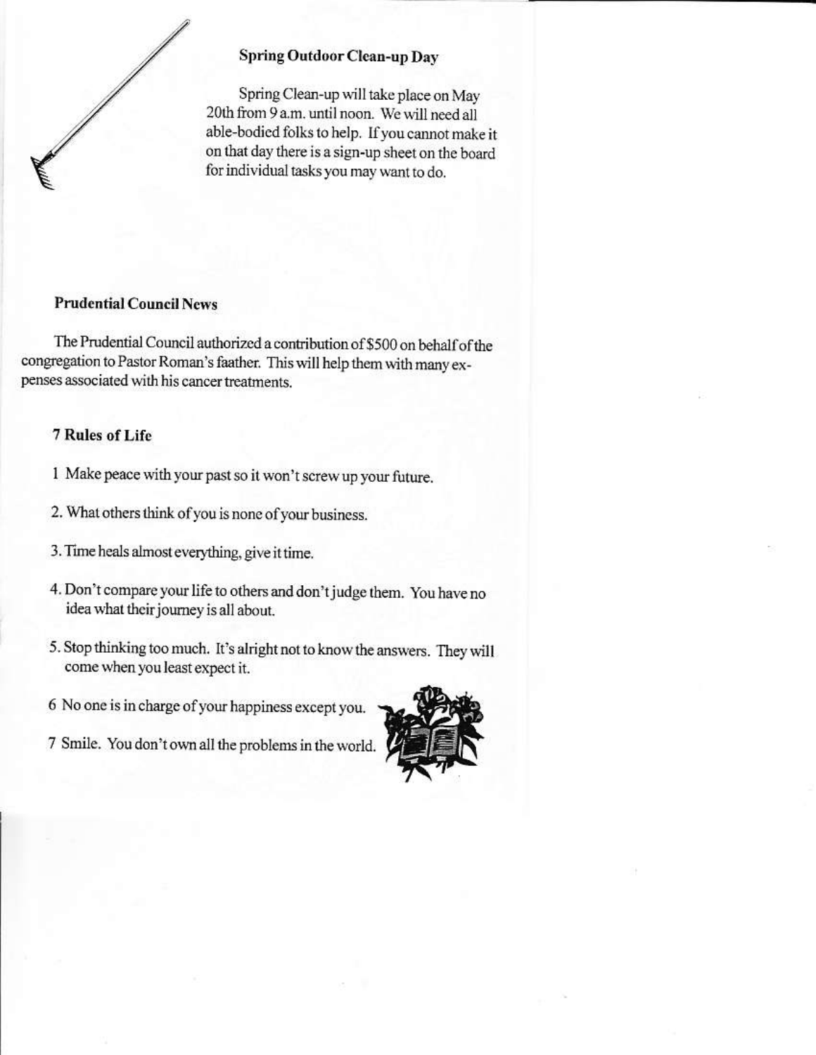### Spring Outdoor Clean-up Day

Spring Clean-up will take place on May 20th from 9 a.m. until noon. We will need all able-bodied folks to help. If you cannot make it on that day there is a sign-up sheet on the board for individual tasks you may want to do.

### Prudential Council News

The Prudential Council authorized a contribution of $500 on behalf of the congregation to Pastor Roman's faather. This will help them with many expenses associated with his cancer treatments.

### 7 Rules of Life

1 Make peace with your past so it won't screw up your future.

2. What others think of you is none of your business.

3. Time heals almost everything, give it time.

4. Don't compare your life to others and don't judge them. You have no idea what their journey is all about.

5. Stop thinking too much. It's alright not to know the answers. They will come when you least expect it.

6 No one is in charge of your happiness except you.

7 Smile. You don't own all the problems in the world.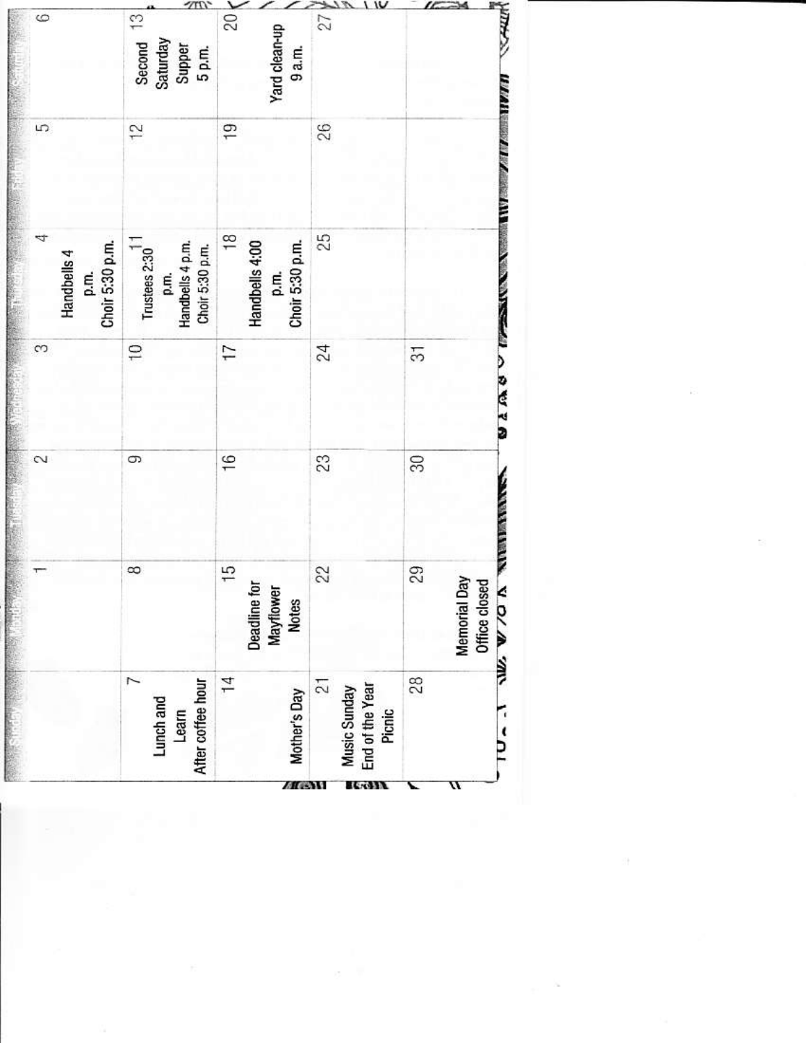| Sunday | Monday | Tuesday | Wednesday | Thursday | Friday | Saturday |
|---|---|---|---|---|---|---|
| | 1 | 2 | 3 | 4 Handbells 4 p.m. Choir 5:30 p.m. | 5 | 6 |
| 7 Lunch and Learn After coffee hour | 8 | 9 | 10 | 11 Trustees 2:30 p.m. Handbells 4 p.m. Choir 5:30 p.m. | 12 | 13 Second Saturday Supper 5 p.m. |
| 14 Mother's Day | 15 Deadline for Mayflower Notes | 16 | 17 | 18 Handbells 4:00 p.m. Choir 5:30 p.m. | 19 | 20 Yard clean-up 9 a.m. |
| 21 Music Sunday End of the Year Picnic | 22 | 23 | 24 | 25 | 26 | 27 |
| 28 | 29 Memorial Day Office closed | 30 | 31 | | | |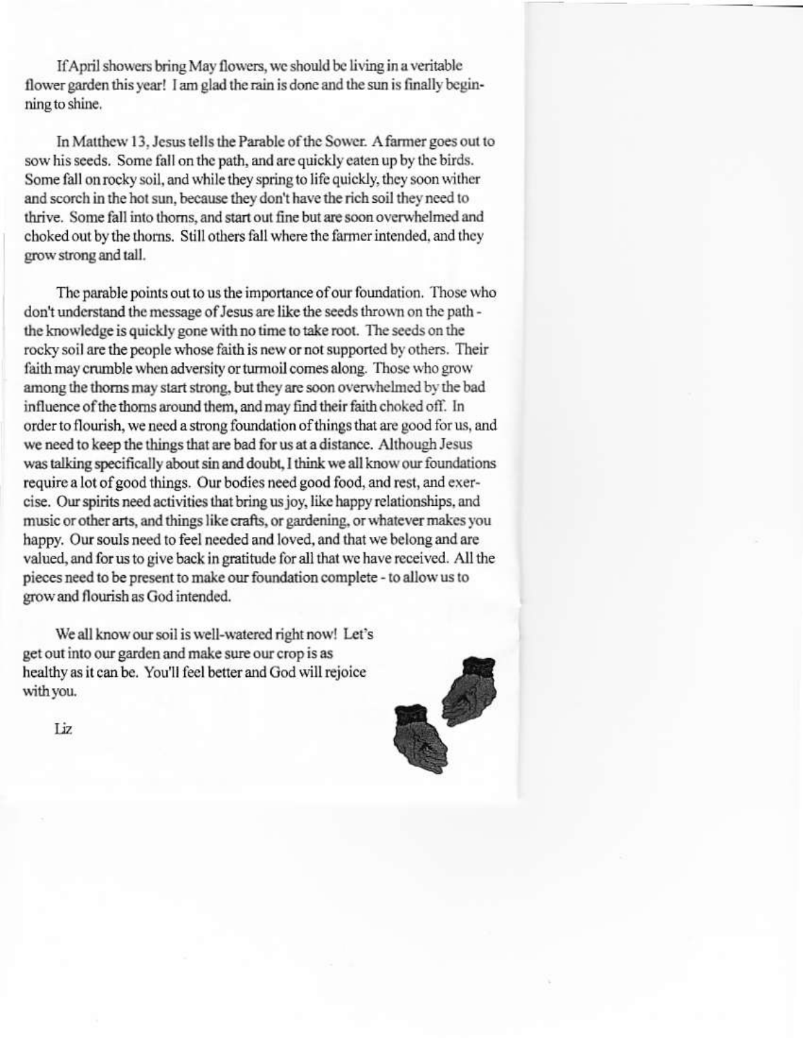If April showers bring May flowers, we should be living in a veritable flower garden this year! I am glad the rain is done and the sun is finally beginning to shine.

In Matthew 13, Jesus tells the Parable of the Sower. A farmer goes out to sow his seeds. Some fall on the path, and are quickly eaten up by the birds. Some fall on rocky soil, and while they spring to life quickly, they soon wither and scorch in the hot sun, because they don't have the rich soil they need to thrive. Some fall into thorns, and start out fine but are soon overwhelmed and choked out by the thorns. Still others fall where the farmer intended, and they grow strong and tall.

The parable points out to us the importance of our foundation. Those who don't understand the message of Jesus are like the seeds thrown on the path - the knowledge is quickly gone with no time to take root. The seeds on the rocky soil are the people whose faith is new or not supported by others. Their faith may crumble when adversity or turmoil comes along. Those who grow among the thorns may start strong, but they are soon overwhelmed by the bad influence of the thorns around them, and may find their faith choked off. In order to flourish, we need a strong foundation of things that are good for us, and we need to keep the things that are bad for us at a distance. Although Jesus was talking specifically about sin and doubt, I think we all know our foundations require a lot of good things. Our bodies need good food, and rest, and exercise. Our spirits need activities that bring us joy, like happy relationships, and music or other arts, and things like crafts, or gardening, or whatever makes you happy. Our souls need to feel needed and loved, and that we belong and are valued, and for us to give back in gratitude for all that we have received. All the pieces need to be present to make our foundation complete - to allow us to grow and flourish as God intended.

We all know our soil is well-watered right now! Let's get out into our garden and make sure our crop is as healthy as it can be. You'll feel better and God will rejoice with you.

Liz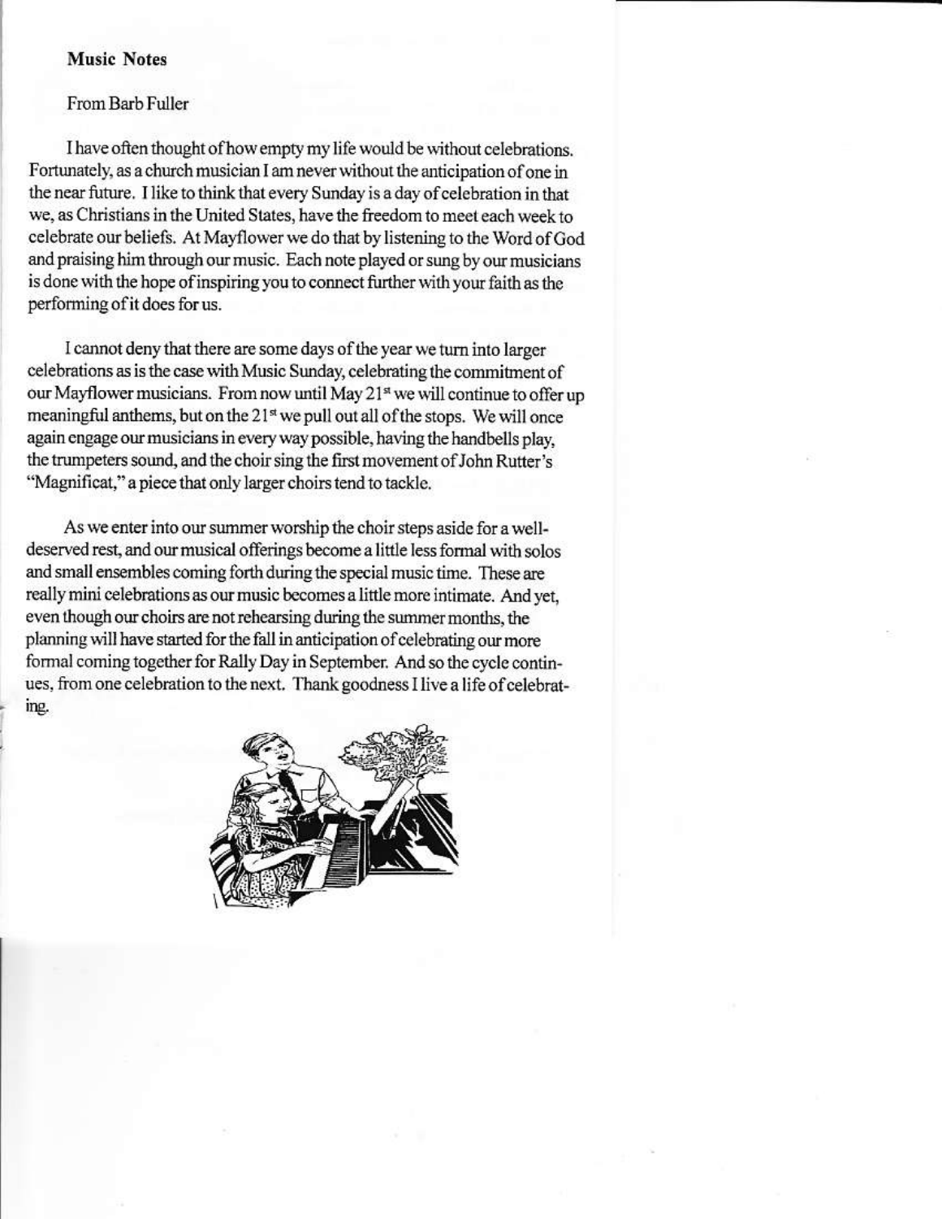**Music Notes**

From Barb Fuller

I have often thought of how empty my life would be without celebrations. Fortunately, as a church musician I am never without the anticipation of one in the near future. I like to think that every Sunday is a day of celebration in that we, as Christians in the United States, have the freedom to meet each week to celebrate our beliefs. At Mayflower we do that by listening to the Word of God and praising him through our music. Each note played or sung by our musicians is done with the hope of inspiring you to connect further with your faith as the performing of it does for us.

I cannot deny that there are some days of the year we turn into larger celebrations as is the case with Music Sunday, celebrating the commitment of our Mayflower musicians. From now until May 21st we will continue to offer up meaningful anthems, but on the 21st we pull out all of the stops. We will once again engage our musicians in every way possible, having the handbells play, the trumpeters sound, and the choir sing the first movement of John Rutter's "Magnificat," a piece that only larger choirs tend to tackle.

As we enter into our summer worship the choir steps aside for a well-deserved rest, and our musical offerings become a little less formal with solos and small ensembles coming forth during the special music time. These are really mini celebrations as our music becomes a little more intimate. And yet, even though our choirs are not rehearsing during the summer months, the planning will have started for the fall in anticipation of celebrating our more formal coming together for Rally Day in September. And so the cycle continues, from one celebration to the next. Thank goodness I live a life of celebrating.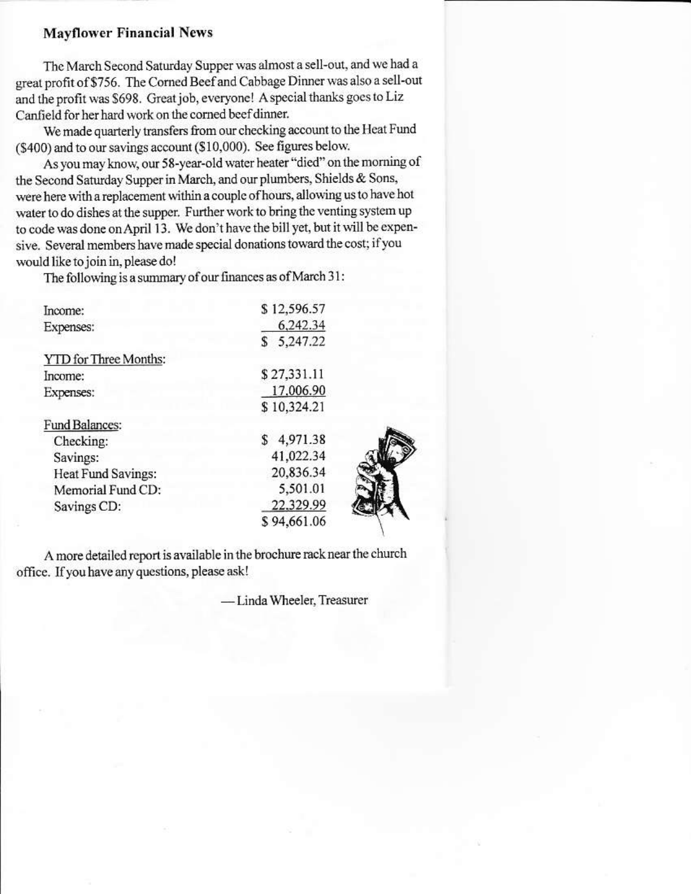## Mayflower Financial News

The March Second Saturday Supper was almost a sell-out, and we had a great profit of $756. The Corned Beef and Cabbage Dinner was also a sell-out and the profit was $698. Great job, everyone! A special thanks goes to Liz Canfield for her hard work on the corned beef dinner.

We made quarterly transfers from our checking account to the Heat Fund ($400) and to our savings account ($10,000). See figures below.

As you may know, our 58-year-old water heater "died" on the morning of the Second Saturday Supper in March, and our plumbers, Shields & Sons, were here with a replacement within a couple of hours, allowing us to have hot water to do dishes at the supper. Further work to bring the venting system up to code was done on April 13. We don't have the bill yet, but it will be expensive. Several members have made special donations toward the cost; if you would like to join in, please do!

The following is a summary of our finances as of March 31:

| | |
|---|---|
| Income: | $ 12,596.57 |
| Expenses: | 6,242.34 |
| | $ 5,247.22 |
| YTD for Three Months: | |
| Income: | $ 27,331.11 |
| Expenses: | 17,006.90 |
| | $ 10,324.21 |
| Fund Balances: | |
| Checking: | $ 4,971.38 |
| Savings: | 41,022.34 |
| Heat Fund Savings: | 20,836.34 |
| Memorial Fund CD: | 5,501.01 |
| Savings CD: | 22,329.99 |
| | $ 94,661.06 |

A more detailed report is available in the brochure rack near the church office. If you have any questions, please ask!

— Linda Wheeler, Treasurer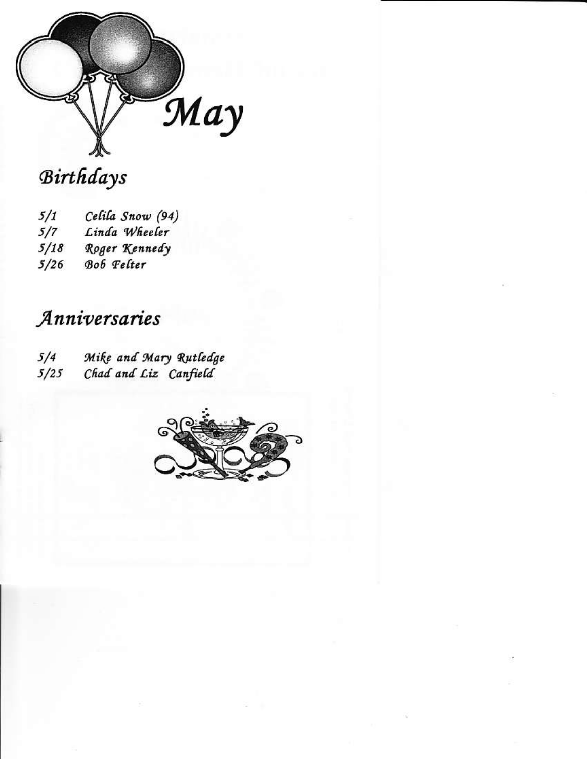# May

## Birthdays

5/1 Celila Snow (94)
5/7 Linda Wheeler
5/18 Roger Kennedy
5/26 Bob Felter

## Anniversaries

5/4 Mike and Mary Rutledge
5/25 Chad and Liz Canfield